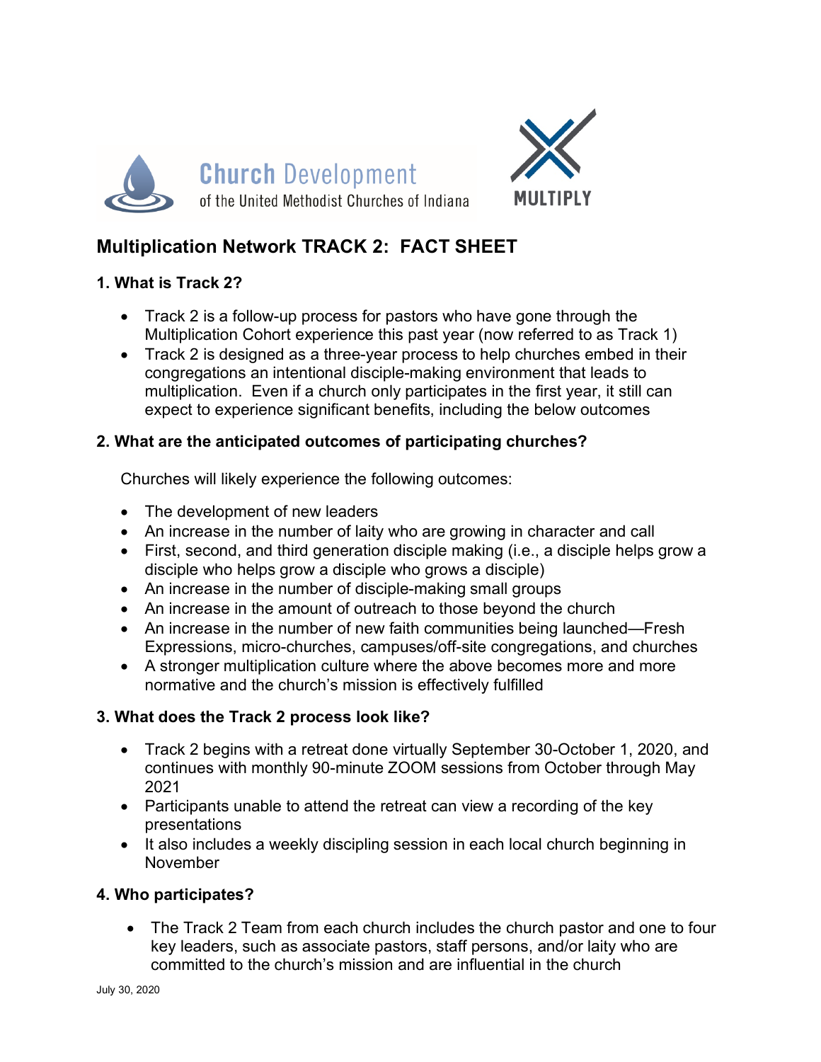Church Development
of the United Methodist Churches of Indiana

MULTIPLY

# Multiplication Network TRACK 2: FACT SHEET

## 1. What is Track 2?

- Track 2 is a follow-up process for pastors who have gone through the Multiplication Cohort experience this past year (now referred to as Track 1)
- Track 2 is designed as a three-year process to help churches embed in their congregations an intentional disciple-making environment that leads to multiplication. Even if a church only participates in the first year, it still can expect to experience significant benefits, including the below outcomes

## 2. What are the anticipated outcomes of participating churches?

Churches will likely experience the following outcomes:

- The development of new leaders
- An increase in the number of laity who are growing in character and call
- First, second, and third generation disciple making (i.e., a disciple helps grow a disciple who helps grow a disciple who grows a disciple)
- An increase in the number of disciple-making small groups
- An increase in the amount of outreach to those beyond the church
- An increase in the number of new faith communities being launched—Fresh Expressions, micro-churches, campuses/off-site congregations, and churches
- A stronger multiplication culture where the above becomes more and more normative and the church's mission is effectively fulfilled

## 3. What does the Track 2 process look like?

- Track 2 begins with a retreat done virtually September 30-October 1, 2020, and continues with monthly 90-minute ZOOM sessions from October through May 2021
- Participants unable to attend the retreat can view a recording of the key presentations
- It also includes a weekly discipling session in each local church beginning in November

## 4. Who participates?

- The Track 2 Team from each church includes the church pastor and one to four key leaders, such as associate pastors, staff persons, and/or laity who are committed to the church's mission and are influential in the church

July 30, 2020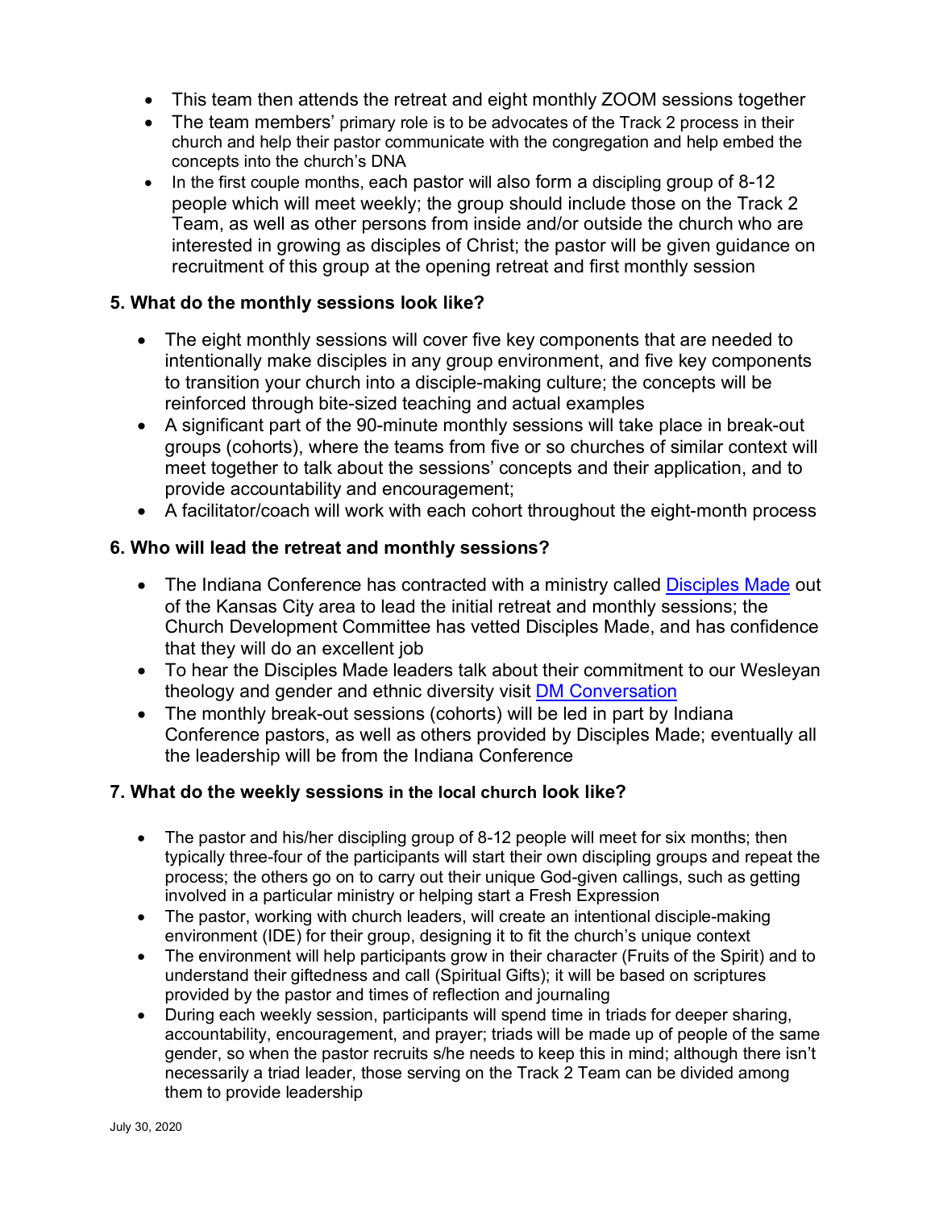- This team then attends the retreat and eight monthly ZOOM sessions together
- The team members' primary role is to be advocates of the Track 2 process in their church and help their pastor communicate with the congregation and help embed the concepts into the church's DNA
- In the first couple months, each pastor will also form a discipling group of 8-12 people which will meet weekly; the group should include those on the Track 2 Team, as well as other persons from inside and/or outside the church who are interested in growing as disciples of Christ; the pastor will be given guidance on recruitment of this group at the opening retreat and first monthly session

### 5. What do the monthly sessions look like?

- The eight monthly sessions will cover five key components that are needed to intentionally make disciples in any group environment, and five key components to transition your church into a disciple-making culture; the concepts will be reinforced through bite-sized teaching and actual examples
- A significant part of the 90-minute monthly sessions will take place in break-out groups (cohorts), where the teams from five or so churches of similar context will meet together to talk about the sessions' concepts and their application, and to provide accountability and encouragement;
- A facilitator/coach will work with each cohort throughout the eight-month process

### 6. Who will lead the retreat and monthly sessions?

- The Indiana Conference has contracted with a ministry called Disciples Made out of the Kansas City area to lead the initial retreat and monthly sessions; the Church Development Committee has vetted Disciples Made, and has confidence that they will do an excellent job
- To hear the Disciples Made leaders talk about their commitment to our Wesleyan theology and gender and ethnic diversity visit DM Conversation
- The monthly break-out sessions (cohorts) will be led in part by Indiana Conference pastors, as well as others provided by Disciples Made; eventually all the leadership will be from the Indiana Conference

### 7. What do the weekly sessions in the local church look like?

- The pastor and his/her discipling group of 8-12 people will meet for six months; then typically three-four of the participants will start their own discipling groups and repeat the process; the others go on to carry out their unique God-given callings, such as getting involved in a particular ministry or helping start a Fresh Expression
- The pastor, working with church leaders, will create an intentional disciple-making environment (IDE) for their group, designing it to fit the church's unique context
- The environment will help participants grow in their character (Fruits of the Spirit) and to understand their giftedness and call (Spiritual Gifts); it will be based on scriptures provided by the pastor and times of reflection and journaling
- During each weekly session, participants will spend time in triads for deeper sharing, accountability, encouragement, and prayer; triads will be made up of people of the same gender, so when the pastor recruits s/he needs to keep this in mind; although there isn't necessarily a triad leader, those serving on the Track 2 Team can be divided among them to provide leadership

July 30, 2020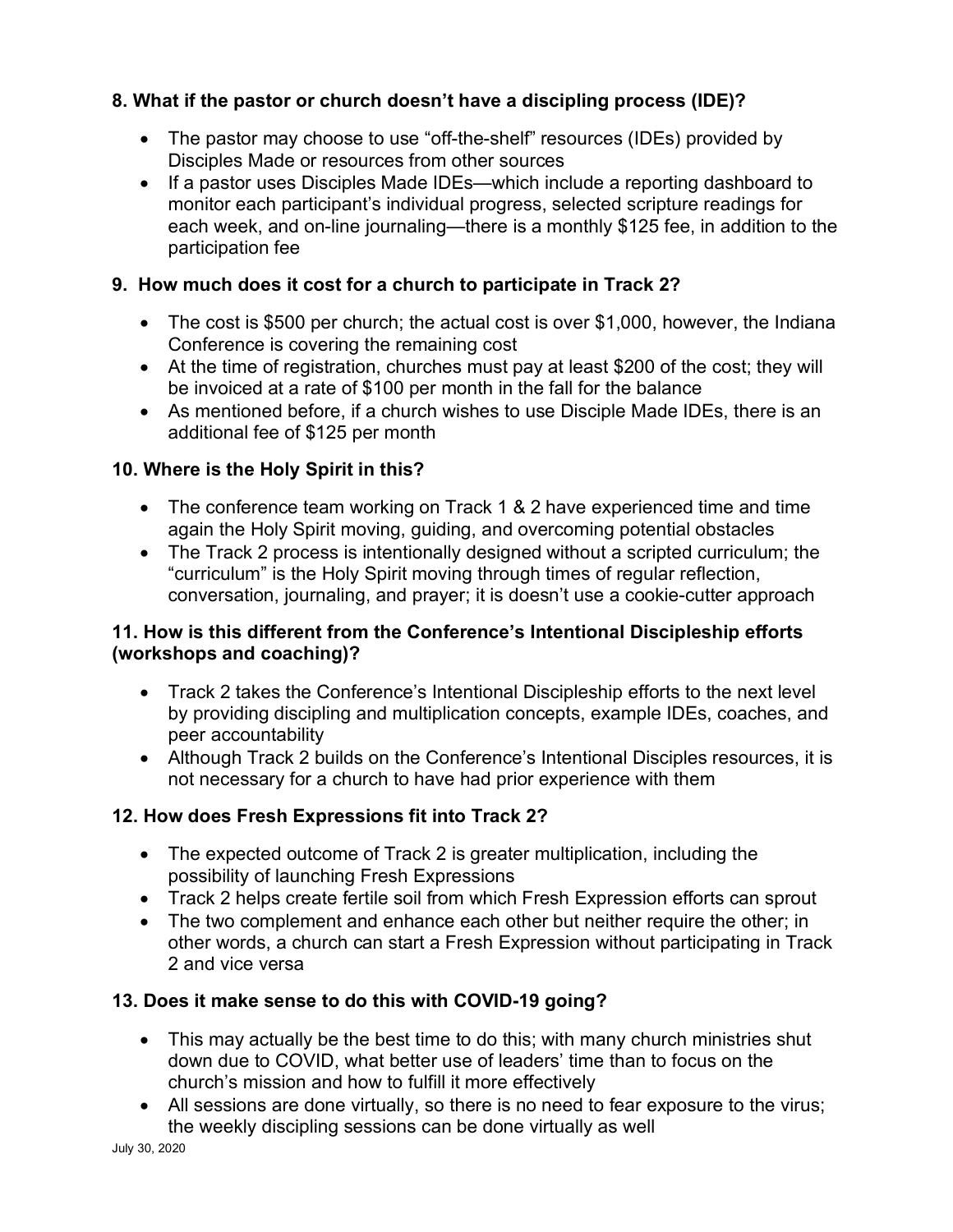**8. What if the pastor or church doesn't have a discipling process (IDE)?**

- The pastor may choose to use "off-the-shelf" resources (IDEs) provided by Disciples Made or resources from other sources
- If a pastor uses Disciples Made IDEs—which include a reporting dashboard to monitor each participant's individual progress, selected scripture readings for each week, and on-line journaling—there is a monthly $125 fee, in addition to the participation fee

**9. How much does it cost for a church to participate in Track 2?**

- The cost is $500 per church; the actual cost is over $1,000, however, the Indiana Conference is covering the remaining cost
- At the time of registration, churches must pay at least $200 of the cost; they will be invoiced at a rate of $100 per month in the fall for the balance
- As mentioned before, if a church wishes to use Disciple Made IDEs, there is an additional fee of $125 per month

**10. Where is the Holy Spirit in this?**

- The conference team working on Track 1 & 2 have experienced time and time again the Holy Spirit moving, guiding, and overcoming potential obstacles
- The Track 2 process is intentionally designed without a scripted curriculum; the "curriculum" is the Holy Spirit moving through times of regular reflection, conversation, journaling, and prayer; it is doesn't use a cookie-cutter approach

**11. How is this different from the Conference's Intentional Discipleship efforts (workshops and coaching)?**

- Track 2 takes the Conference's Intentional Discipleship efforts to the next level by providing discipling and multiplication concepts, example IDEs, coaches, and peer accountability
- Although Track 2 builds on the Conference's Intentional Disciples resources, it is not necessary for a church to have had prior experience with them

**12. How does Fresh Expressions fit into Track 2?**

- The expected outcome of Track 2 is greater multiplication, including the possibility of launching Fresh Expressions
- Track 2 helps create fertile soil from which Fresh Expression efforts can sprout
- The two complement and enhance each other but neither require the other; in other words, a church can start a Fresh Expression without participating in Track 2 and vice versa

**13. Does it make sense to do this with COVID-19 going?**

- This may actually be the best time to do this; with many church ministries shut down due to COVID, what better use of leaders' time than to focus on the church's mission and how to fulfill it more effectively
- All sessions are done virtually, so there is no need to fear exposure to the virus; the weekly discipling sessions can be done virtually as well

July 30, 2020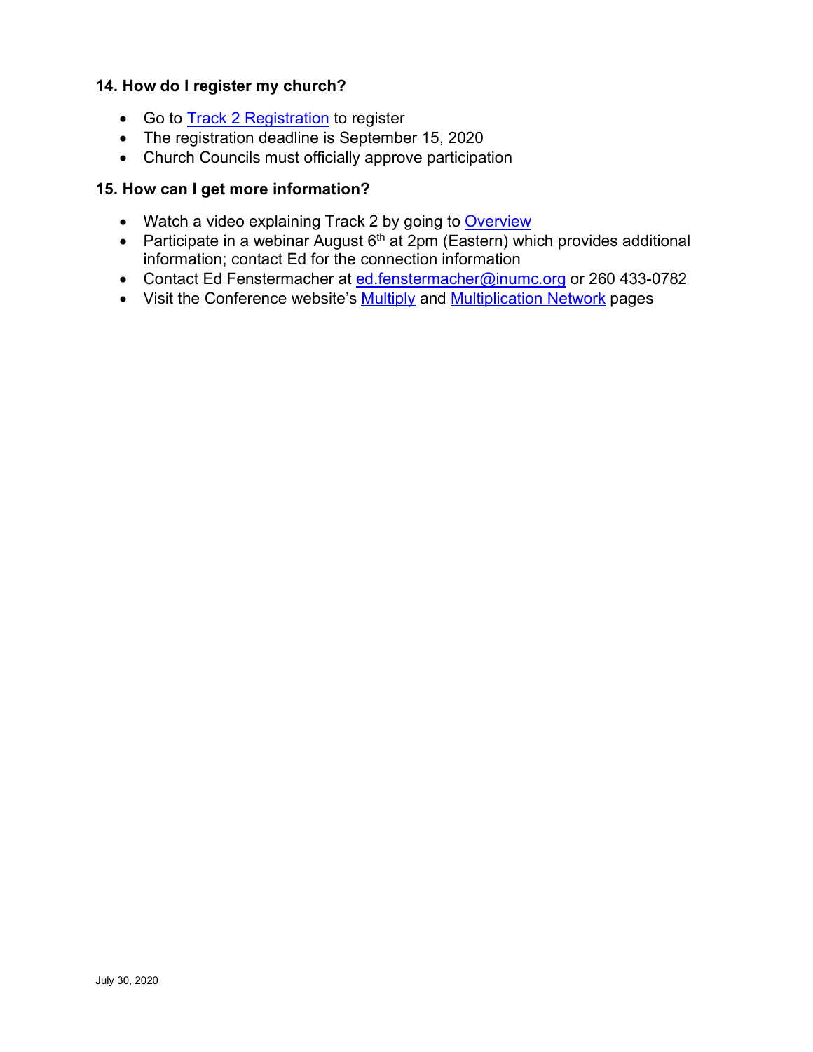### 14. How do I register my church?

- Go to Track 2 Registration to register
- The registration deadline is September 15, 2020
- Church Councils must officially approve participation

### 15. How can I get more information?

- Watch a video explaining Track 2 by going to Overview
- Participate in a webinar August 6th at 2pm (Eastern) which provides additional information; contact Ed for the connection information
- Contact Ed Fenstermacher at ed.fenstermacher@inumc.org or 260 433-0782
- Visit the Conference website's Multiply and Multiplication Network pages

July 30, 2020